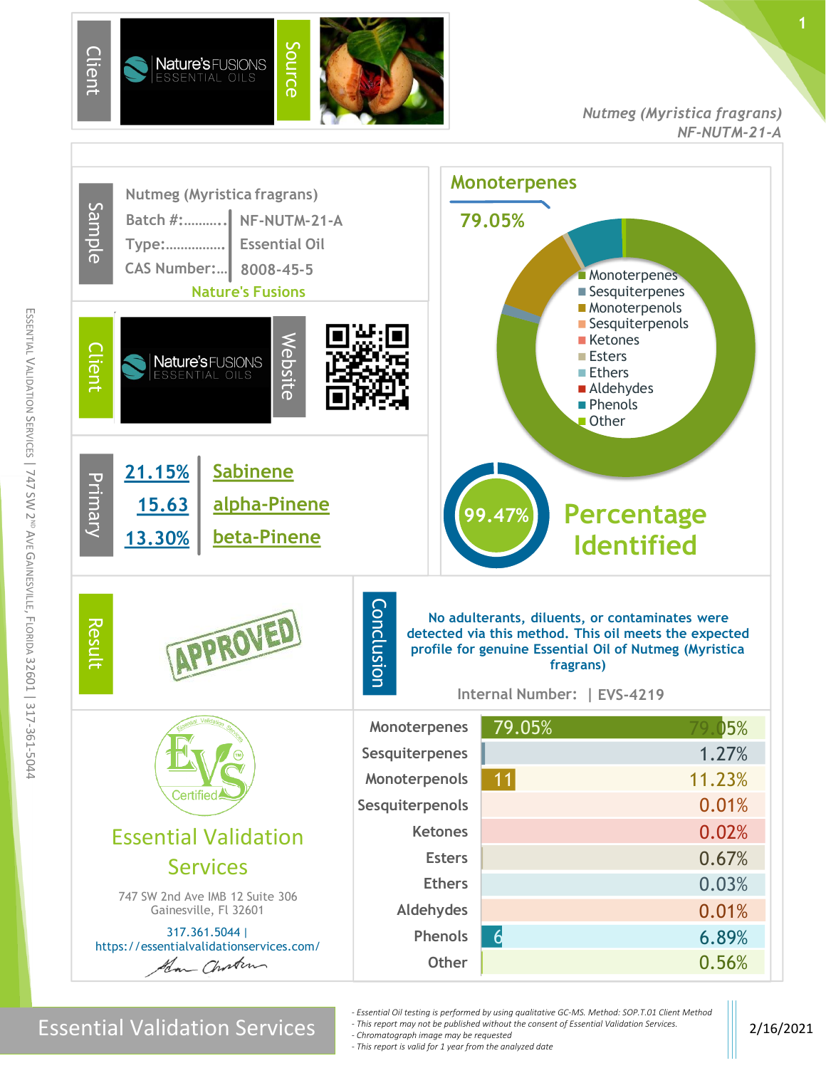Client: Nature's FUSIONS ESSENTIAL OILS | Source

*Nutmeg (Myristica fragrans)*
*NF-NUTM-21-A*

## Sample

Nutmeg (Myristica fragrans)

| | |
|---|---|
| Batch #:.......... | NF-NUTM-21-A |
| Type:................ | Essential Oil |
| CAS Number:... | 8008-45-5 |

Nature's Fusions

## Client

Nature's FUSIONS ESSENTIAL OILS | Website

## Monoterpenes

79.05%

Legend: Monoterpenes, Sesquiterpenes, Monoterpenols, Sesquiterpenols, Ketones, Esters, Ethers, Aldehydes, Phenols, Other

## Primary

| | |
|---|---|
| 21.15% | Sabinene |
| 15.63 | alpha-Pinene |
| 13.30% | beta-Pinene |

99.47% **Percentage Identified**

## Result

APPROVED

## Conclusion

No adulterants, diluents, or contaminates were detected via this method. This oil meets the expected profile for genuine Essential Oil of Nutmeg (Myristica fragrans)

Internal Number: | EVS-4219

| Class | Percentage |
|---|---|
| Monoterpenes | 79.05% |
| Sesquiterpenes | 1.27% |
| Monoterpenols | 11.23% |
| Sesquiterpenols | 0.01% |
| Ketones | 0.02% |
| Esters | 0.67% |
| Ethers | 0.03% |
| Aldehydes | 0.01% |
| Phenols | 6.89% |
| Other | 0.56% |

EVS Certified

Essential Validation Services

747 SW 2nd Ave IMB 12 Suite 306
Gainesville, Fl 32601

317.361.5044 |
https://essentialvalidationservices.com/

Essential Validation Services

- *Essential Oil testing is performed by using qualitative GC-MS. Method: SOP.T.01 Client Method*
- *This report may not be published without the consent of Essential Validation Services.*
- *Chromatograph image may be requested*
- *This report is valid for 1 year from the analyzed date*

2/16/2021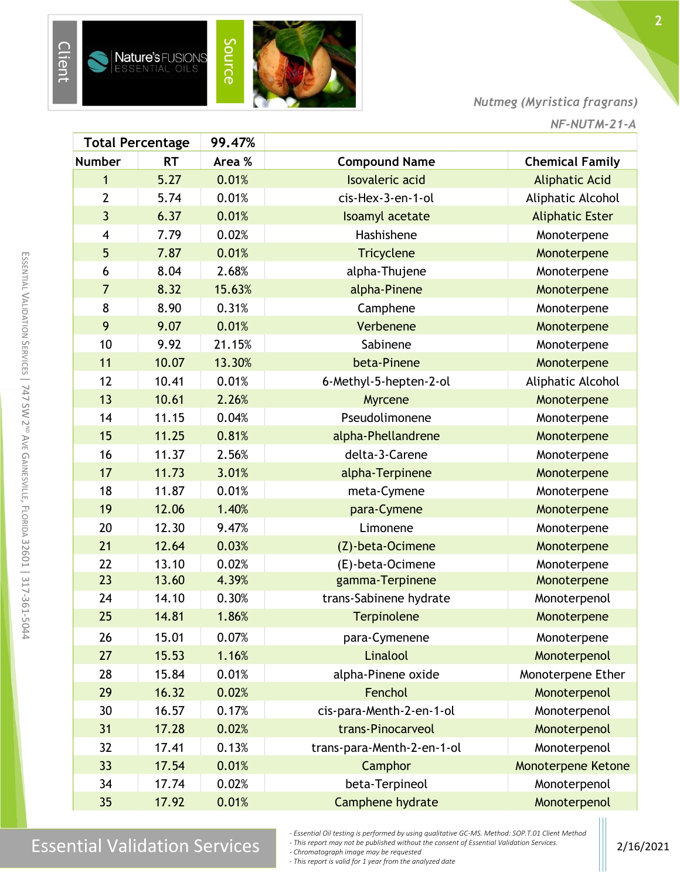Client | Nature's FUSIONS ESSENTIAL OILS | Source

*Nutmeg (Myristica fragrans)*

*NF-NUTM-21-A*

| Total Percentage | | 99.47% | | |
|---|---|---|---|---|
| **Number** | **RT** | **Area %** | **Compound Name** | **Chemical Family** |
| 1 | 5.27 | 0.01% | Isovaleric acid | Aliphatic Acid |
| 2 | 5.74 | 0.01% | cis-Hex-3-en-1-ol | Aliphatic Alcohol |
| 3 | 6.37 | 0.01% | Isoamyl acetate | Aliphatic Ester |
| 4 | 7.79 | 0.02% | Hashishene | Monoterpene |
| 5 | 7.87 | 0.01% | Tricyclene | Monoterpene |
| 6 | 8.04 | 2.68% | alpha-Thujene | Monoterpene |
| 7 | 8.32 | 15.63% | alpha-Pinene | Monoterpene |
| 8 | 8.90 | 0.31% | Camphene | Monoterpene |
| 9 | 9.07 | 0.01% | Verbenene | Monoterpene |
| 10 | 9.92 | 21.15% | Sabinene | Monoterpene |
| 11 | 10.07 | 13.30% | beta-Pinene | Monoterpene |
| 12 | 10.41 | 0.01% | 6-Methyl-5-hepten-2-ol | Aliphatic Alcohol |
| 13 | 10.61 | 2.26% | Myrcene | Monoterpene |
| 14 | 11.15 | 0.04% | Pseudolimonene | Monoterpene |
| 15 | 11.25 | 0.81% | alpha-Phellandrene | Monoterpene |
| 16 | 11.37 | 2.56% | delta-3-Carene | Monoterpene |
| 17 | 11.73 | 3.01% | alpha-Terpinene | Monoterpene |
| 18 | 11.87 | 0.01% | meta-Cymene | Monoterpene |
| 19 | 12.06 | 1.40% | para-Cymene | Monoterpene |
| 20 | 12.30 | 9.47% | Limonene | Monoterpene |
| 21 | 12.64 | 0.03% | (Z)-beta-Ocimene | Monoterpene |
| 22 | 13.10 | 0.02% | (E)-beta-Ocimene | Monoterpene |
| 23 | 13.60 | 4.39% | gamma-Terpinene | Monoterpene |
| 24 | 14.10 | 0.30% | trans-Sabinene hydrate | Monoterpenol |
| 25 | 14.81 | 1.86% | Terpinolene | Monoterpene |
| 26 | 15.01 | 0.07% | para-Cymenene | Monoterpene |
| 27 | 15.53 | 1.16% | Linalool | Monoterpenol |
| 28 | 15.84 | 0.01% | alpha-Pinene oxide | Monoterpene Ether |
| 29 | 16.32 | 0.02% | Fenchol | Monoterpenol |
| 30 | 16.57 | 0.17% | cis-para-Menth-2-en-1-ol | Monoterpenol |
| 31 | 17.28 | 0.02% | trans-Pinocarveol | Monoterpenol |
| 32 | 17.41 | 0.13% | trans-para-Menth-2-en-1-ol | Monoterpenol |
| 33 | 17.54 | 0.01% | Camphor | Monoterpene Ketone |
| 34 | 17.74 | 0.02% | beta-Terpineol | Monoterpenol |
| 35 | 17.92 | 0.01% | Camphene hydrate | Monoterpenol |

- *Essential Oil testing is performed by using qualitative GC-MS. Method: SOP.T.01 Client Method*
- *This report may not be published without the consent of Essential Validation Services.*
- *Chromatograph image may be requested*
- *This report is valid for 1 year from the analyzed date*

2/16/2021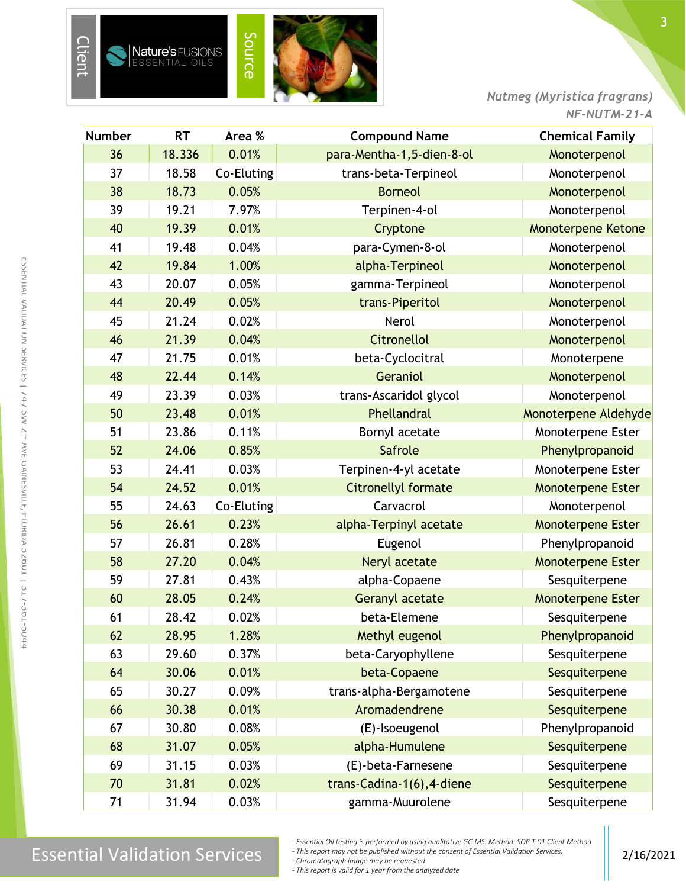Client | Nature's FUSIONS ESSENTIAL OILS | Source

*Nutmeg (Myristica fragrans)*
*NF-NUTM-21-A*

| Number | RT | Area % | Compound Name | Chemical Family |
|---|---|---|---|---|
| 36 | 18.336 | 0.01% | para-Mentha-1,5-dien-8-ol | Monoterpenol |
| 37 | 18.58 | Co-Eluting | trans-beta-Terpineol | Monoterpenol |
| 38 | 18.73 | 0.05% | Borneol | Monoterpenol |
| 39 | 19.21 | 7.97% | Terpinen-4-ol | Monoterpenol |
| 40 | 19.39 | 0.01% | Cryptone | Monoterpene Ketone |
| 41 | 19.48 | 0.04% | para-Cymen-8-ol | Monoterpenol |
| 42 | 19.84 | 1.00% | alpha-Terpineol | Monoterpenol |
| 43 | 20.07 | 0.05% | gamma-Terpineol | Monoterpenol |
| 44 | 20.49 | 0.05% | trans-Piperitol | Monoterpenol |
| 45 | 21.24 | 0.02% | Nerol | Monoterpenol |
| 46 | 21.39 | 0.04% | Citronellol | Monoterpenol |
| 47 | 21.75 | 0.01% | beta-Cyclocitral | Monoterpene |
| 48 | 22.44 | 0.14% | Geraniol | Monoterpenol |
| 49 | 23.39 | 0.03% | trans-Ascaridol glycol | Monoterpenol |
| 50 | 23.48 | 0.01% | Phellandral | Monoterpene Aldehyde |
| 51 | 23.86 | 0.11% | Bornyl acetate | Monoterpene Ester |
| 52 | 24.06 | 0.85% | Safrole | Phenylpropanoid |
| 53 | 24.41 | 0.03% | Terpinen-4-yl acetate | Monoterpene Ester |
| 54 | 24.52 | 0.01% | Citronellyl formate | Monoterpene Ester |
| 55 | 24.63 | Co-Eluting | Carvacrol | Monoterpenol |
| 56 | 26.61 | 0.23% | alpha-Terpinyl acetate | Monoterpene Ester |
| 57 | 26.81 | 0.28% | Eugenol | Phenylpropanoid |
| 58 | 27.20 | 0.04% | Neryl acetate | Monoterpene Ester |
| 59 | 27.81 | 0.43% | alpha-Copaene | Sesquiterpene |
| 60 | 28.05 | 0.24% | Geranyl acetate | Monoterpene Ester |
| 61 | 28.42 | 0.02% | beta-Elemene | Sesquiterpene |
| 62 | 28.95 | 1.28% | Methyl eugenol | Phenylpropanoid |
| 63 | 29.60 | 0.37% | beta-Caryophyllene | Sesquiterpene |
| 64 | 30.06 | 0.01% | beta-Copaene | Sesquiterpene |
| 65 | 30.27 | 0.09% | trans-alpha-Bergamotene | Sesquiterpene |
| 66 | 30.38 | 0.01% | Aromadendrene | Sesquiterpene |
| 67 | 30.80 | 0.08% | (E)-Isoeugenol | Phenylpropanoid |
| 68 | 31.07 | 0.05% | alpha-Humulene | Sesquiterpene |
| 69 | 31.15 | 0.03% | (E)-beta-Farnesene | Sesquiterpene |
| 70 | 31.81 | 0.02% | trans-Cadina-1(6),4-diene | Sesquiterpene |
| 71 | 31.94 | 0.03% | gamma-Muurolene | Sesquiterpene |

Essential Validation Services

- *Essential Oil testing is performed by using qualitative GC-MS. Method: SOP.T.01 Client Method*
- *This report may not be published without the consent of Essential Validation Services.*
- *Chromatograph image may be requested*
- *This report is valid for 1 year from the analyzed date*

2/16/2021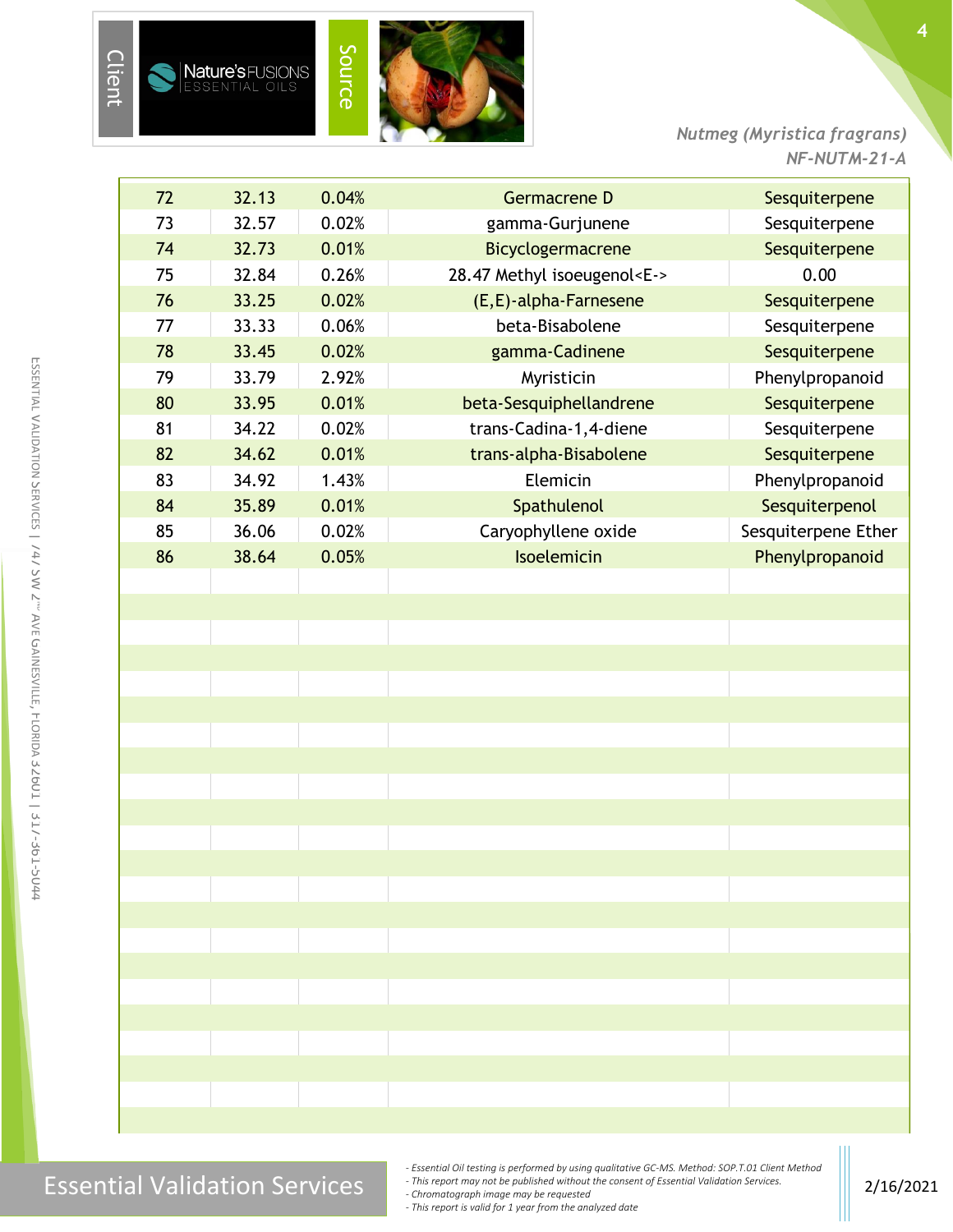*Nutmeg (Myristica fragrans)*
*NF-NUTM-21-A*

| | | | | |
|---|---|---|---|---|
| 72 | 32.13 | 0.04% | Germacrene D | Sesquiterpene |
| 73 | 32.57 | 0.02% | gamma-Gurjunene | Sesquiterpene |
| 74 | 32.73 | 0.01% | Bicyclogermacrene | Sesquiterpene |
| 75 | 32.84 | 0.26% | 28.47 Methyl isoeugenol<E-> | 0.00 |
| 76 | 33.25 | 0.02% | (E,E)-alpha-Farnesene | Sesquiterpene |
| 77 | 33.33 | 0.06% | beta-Bisabolene | Sesquiterpene |
| 78 | 33.45 | 0.02% | gamma-Cadinene | Sesquiterpene |
| 79 | 33.79 | 2.92% | Myristicin | Phenylpropanoid |
| 80 | 33.95 | 0.01% | beta-Sesquiphellandrene | Sesquiterpene |
| 81 | 34.22 | 0.02% | trans-Cadina-1,4-diene | Sesquiterpene |
| 82 | 34.62 | 0.01% | trans-alpha-Bisabolene | Sesquiterpene |
| 83 | 34.92 | 1.43% | Elemicin | Phenylpropanoid |
| 84 | 35.89 | 0.01% | Spathulenol | Sesquiterpenol |
| 85 | 36.06 | 0.02% | Caryophyllene oxide | Sesquiterpene Ether |
| 86 | 38.64 | 0.05% | Isoelemicin | Phenylpropanoid |

Essential Validation Services

*- Essential Oil testing is performed by using qualitative GC-MS. Method: SOP.T.01 Client Method*
*- This report may not be published without the consent of Essential Validation Services.*
*- Chromatograph image may be requested*
*- This report is valid for 1 year from the analyzed date*

2/16/2021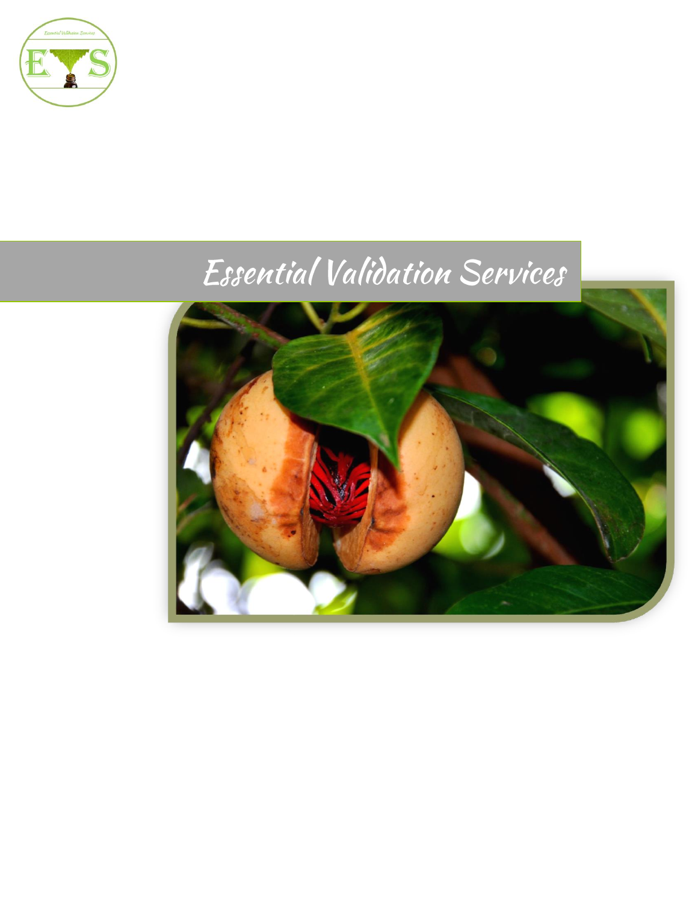# Essential Validation Services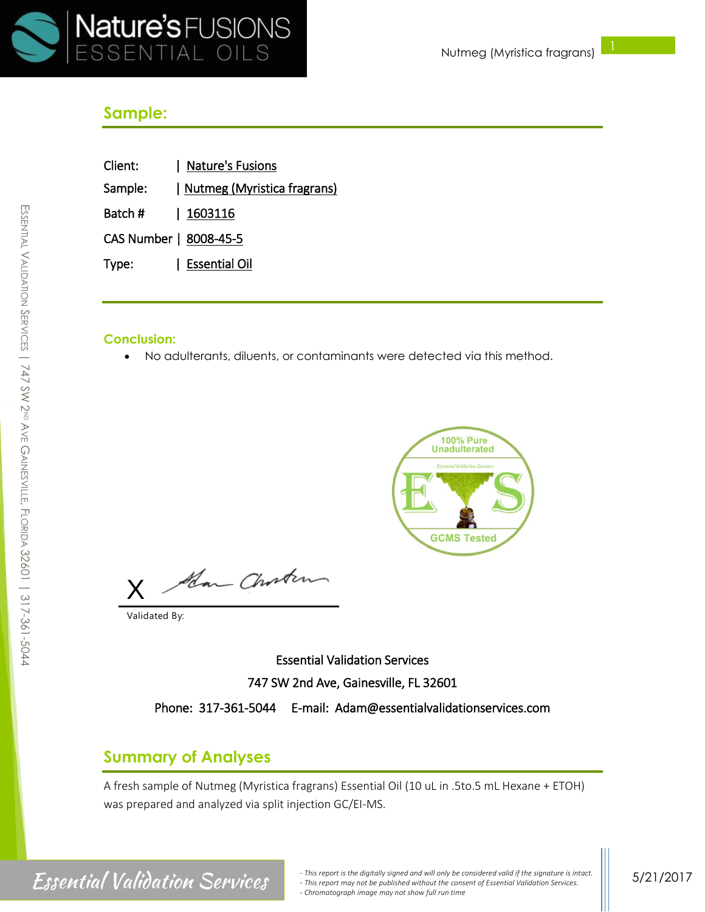## Sample:

Client: | Nature's Fusions

Sample: | Nutmeg (Myristica fragrans)

Batch # | 1603116

CAS Number | 8008-45-5

Type: | Essential Oil

### Conclusion:

- No adulterants, diluents, or contaminants were detected via this method.

X

Validated By:

Essential Validation Services

747 SW 2nd Ave, Gainesville, FL 32601

Phone: 317-361-5044 E-mail: Adam@essentialvalidationservices.com

## Summary of Analyses

A fresh sample of Nutmeg (Myristica fragrans) Essential Oil (10 uL in .5to.5 mL Hexane + ETOH) was prepared and analyzed via split injection GC/EI-MS.

*- This report is the digitally signed and will only be considered valid if the signature is intact.*
*- This report may not be published without the consent of Essential Validation Services.*
*- Chromatograph image may not show full run time*

5/21/2017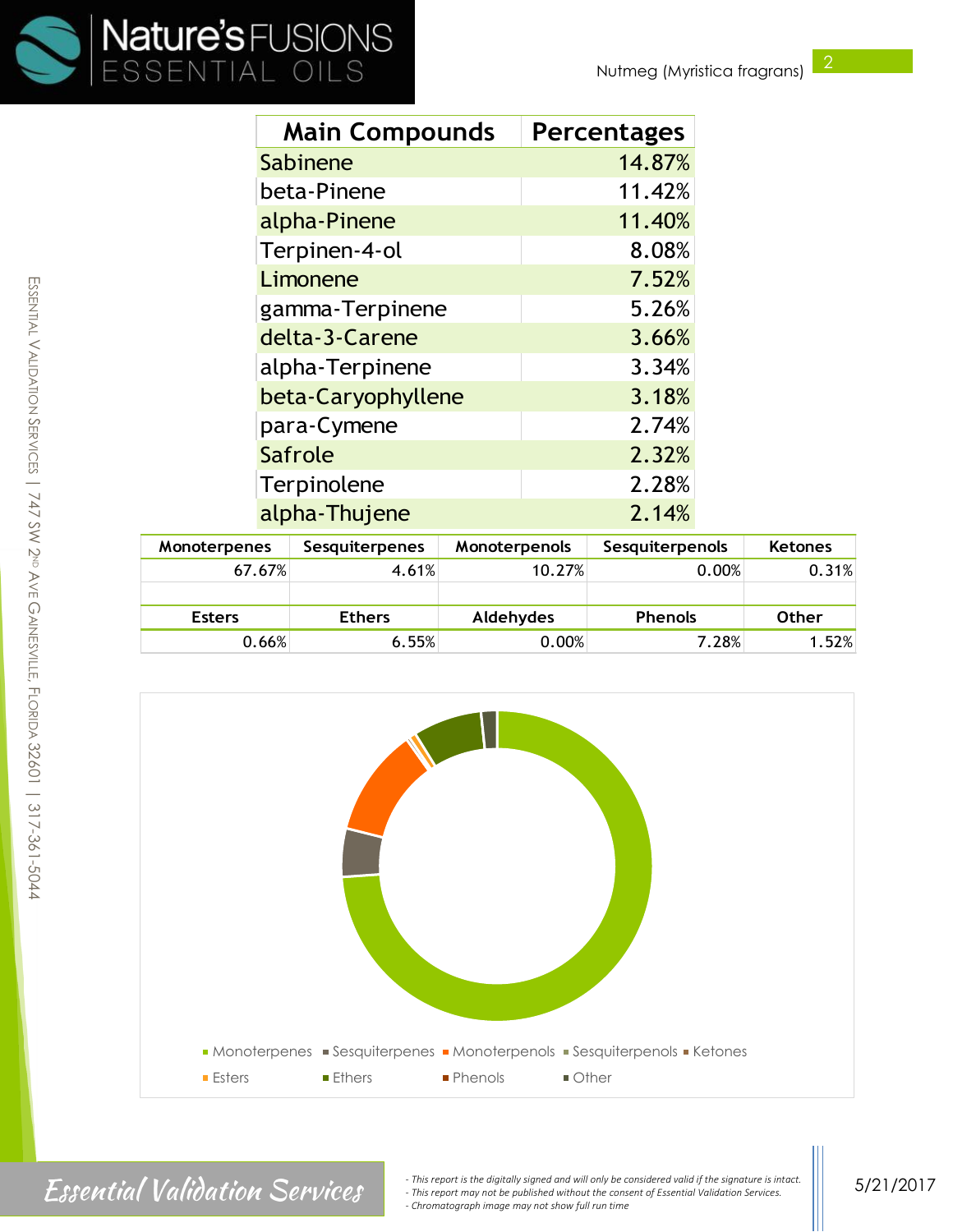Nutmeg (Myristica fragrans)

| Main Compounds | Percentages |
| --- | --- |
| Sabinene | 14.87% |
| beta-Pinene | 11.42% |
| alpha-Pinene | 11.40% |
| Terpinen-4-ol | 8.08% |
| Limonene | 7.52% |
| gamma-Terpinene | 5.26% |
| delta-3-Carene | 3.66% |
| alpha-Terpinene | 3.34% |
| beta-Caryophyllene | 3.18% |
| para-Cymene | 2.74% |
| Safrole | 2.32% |
| Terpinolene | 2.28% |
| alpha-Thujene | 2.14% |

| Monoterpenes | Sesquiterpenes | Monoterpenols | Sesquiterpenols | Ketones |
| --- | --- | --- | --- | --- |
| 67.67% | 4.61% | 10.27% | 0.00% | 0.31% |

| Esters | Ethers | Aldehydes | Phenols | Other |
| --- | --- | --- | --- | --- |
| 0.66% | 6.55% | 0.00% | 7.28% | 1.52% |

Monoterpenes, Sesquiterpenes, Monoterpenols, Sesquiterpenols, Ketones, Esters, Ethers, Phenols, Other

- This report is the digitally signed and will only be considered valid if the signature is intact.
- This report may not be published without the consent of Essential Validation Services.
- Chromatograph image may not show full run time

5/21/2017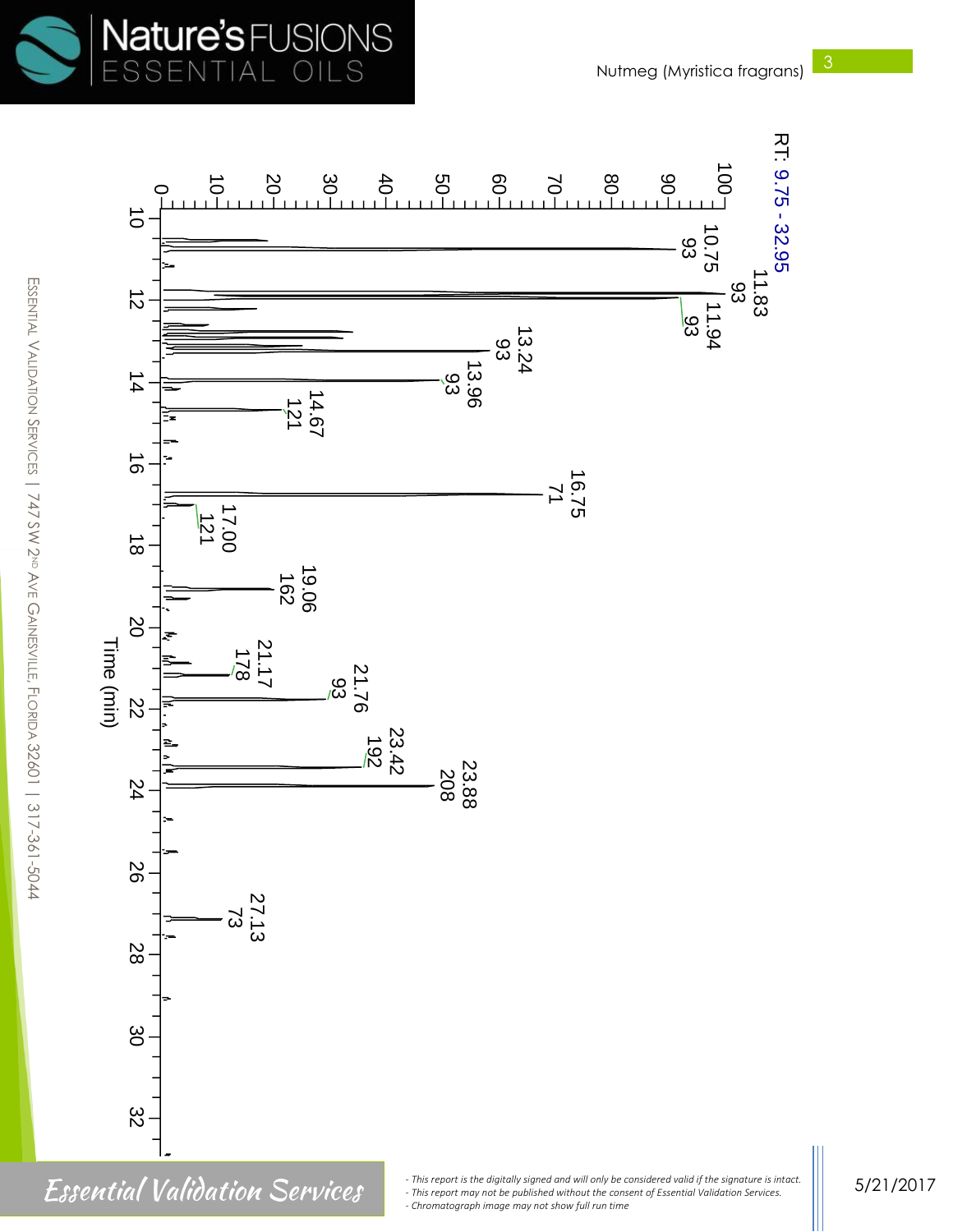RT: 9.75 - 32.95

Time (min)

| RT | m/z |
| --- | --- |
| 10.75 | 93 |
| 11.83 | 93 |
| 11.94 | 93 |
| 13.24 | 93 |
| 13.96 | 93 |
| 14.67 | 121 |
| 16.75 | 71 |
| 17.00 | 121 |
| 19.06 | 162 |
| 21.17 | 178 |
| 21.76 | 93 |
| 23.42 | 192 |
| 23.88 | 208 |
| 27.13 | 73 |

- This report is the digitally signed and will only be considered valid if the signature is intact.
- This report may not be published without the consent of Essential Validation Services.
- Chromatograph image may not show full run time

5/21/2017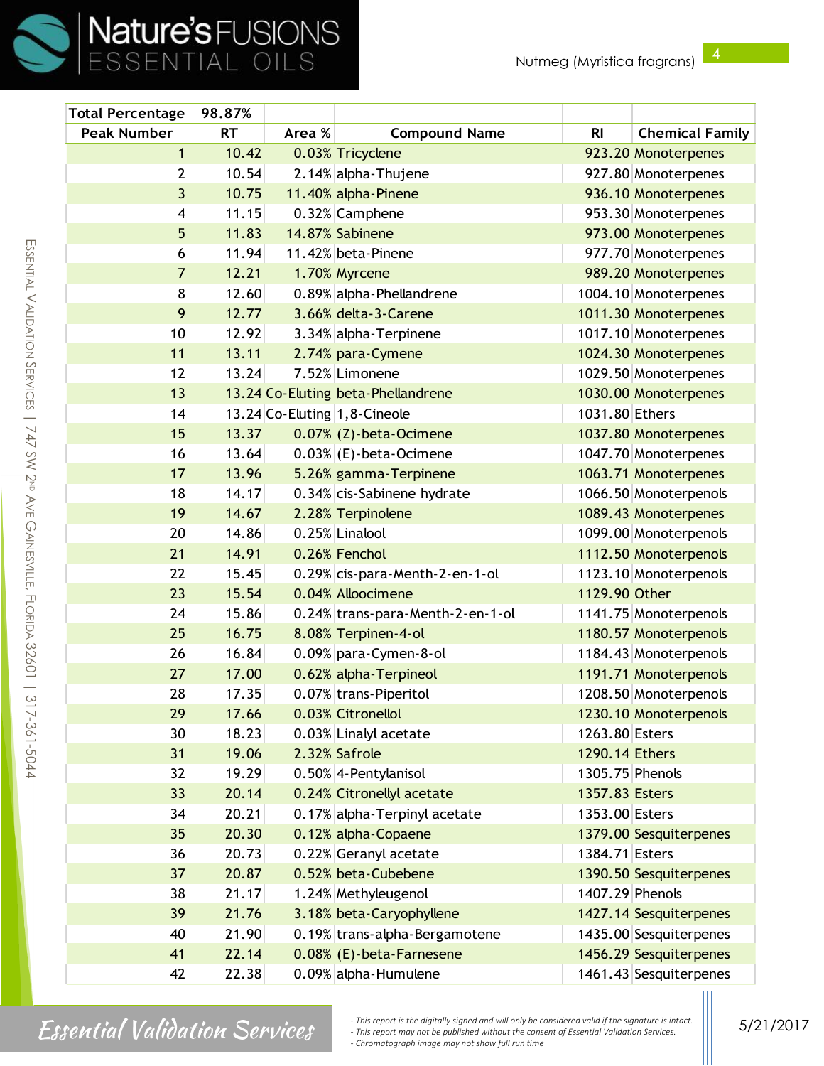| Total Percentage | 98.87% | | | | |
|---|---|---|---|---|---|
| Peak Number | RT | Area % | Compound Name | RI | Chemical Family |
| 1 | 10.42 | 0.03% | Tricyclene | 923.20 | Monoterpenes |
| 2 | 10.54 | 2.14% | alpha-Thujene | 927.80 | Monoterpenes |
| 3 | 10.75 | 11.40% | alpha-Pinene | 936.10 | Monoterpenes |
| 4 | 11.15 | 0.32% | Camphene | 953.30 | Monoterpenes |
| 5 | 11.83 | 14.87% | Sabinene | 973.00 | Monoterpenes |
| 6 | 11.94 | 11.42% | beta-Pinene | 977.70 | Monoterpenes |
| 7 | 12.21 | 1.70% | Myrcene | 989.20 | Monoterpenes |
| 8 | 12.60 | 0.89% | alpha-Phellandrene | 1004.10 | Monoterpenes |
| 9 | 12.77 | 3.66% | delta-3-Carene | 1011.30 | Monoterpenes |
| 10 | 12.92 | 3.34% | alpha-Terpinene | 1017.10 | Monoterpenes |
| 11 | 13.11 | 2.74% | para-Cymene | 1024.30 | Monoterpenes |
| 12 | 13.24 | 7.52% | Limonene | 1029.50 | Monoterpenes |
| 13 | 13.24 | Co-Eluting | beta-Phellandrene | 1030.00 | Monoterpenes |
| 14 | 13.24 | Co-Eluting | 1,8-Cineole | 1031.80 | Ethers |
| 15 | 13.37 | 0.07% | (Z)-beta-Ocimene | 1037.80 | Monoterpenes |
| 16 | 13.64 | 0.03% | (E)-beta-Ocimene | 1047.70 | Monoterpenes |
| 17 | 13.96 | 5.26% | gamma-Terpinene | 1063.71 | Monoterpenes |
| 18 | 14.17 | 0.34% | cis-Sabinene hydrate | 1066.50 | Monoterpenols |
| 19 | 14.67 | 2.28% | Terpinolene | 1089.43 | Monoterpenes |
| 20 | 14.86 | 0.25% | Linalool | 1099.00 | Monoterpenols |
| 21 | 14.91 | 0.26% | Fenchol | 1112.50 | Monoterpenols |
| 22 | 15.45 | 0.29% | cis-para-Menth-2-en-1-ol | 1123.10 | Monoterpenols |
| 23 | 15.54 | 0.04% | Allocimene | 1129.90 | Other |
| 24 | 15.86 | 0.24% | trans-para-Menth-2-en-1-ol | 1141.75 | Monoterpenols |
| 25 | 16.75 | 8.08% | Terpinen-4-ol | 1180.57 | Monoterpenols |
| 26 | 16.84 | 0.09% | para-Cymen-8-ol | 1184.43 | Monoterpenols |
| 27 | 17.00 | 0.62% | alpha-Terpineol | 1191.71 | Monoterpenols |
| 28 | 17.35 | 0.07% | trans-Piperitol | 1208.50 | Monoterpenols |
| 29 | 17.66 | 0.03% | Citronellol | 1230.10 | Monoterpenols |
| 30 | 18.23 | 0.03% | Linalyl acetate | 1263.80 | Esters |
| 31 | 19.06 | 2.32% | Safrole | 1290.14 | Ethers |
| 32 | 19.29 | 0.50% | 4-Pentylanisol | 1305.75 | Phenols |
| 33 | 20.14 | 0.24% | Citronellyl acetate | 1357.83 | Esters |
| 34 | 20.21 | 0.17% | alpha-Terpinyl acetate | 1353.00 | Esters |
| 35 | 20.30 | 0.12% | alpha-Copaene | 1379.00 | Sesquiterpenes |
| 36 | 20.73 | 0.22% | Geranyl acetate | 1384.71 | Esters |
| 37 | 20.87 | 0.52% | beta-Cubebene | 1390.50 | Sesquiterpenes |
| 38 | 21.17 | 1.24% | Methyleugenol | 1407.29 | Phenols |
| 39 | 21.76 | 3.18% | beta-Caryophyllene | 1427.14 | Sesquiterpenes |
| 40 | 21.90 | 0.19% | trans-alpha-Bergamotene | 1435.00 | Sesquiterpenes |
| 41 | 22.14 | 0.08% | (E)-beta-Farnesene | 1456.29 | Sesquiterpenes |
| 42 | 22.38 | 0.09% | alpha-Humulene | 1461.43 | Sesquiterpenes |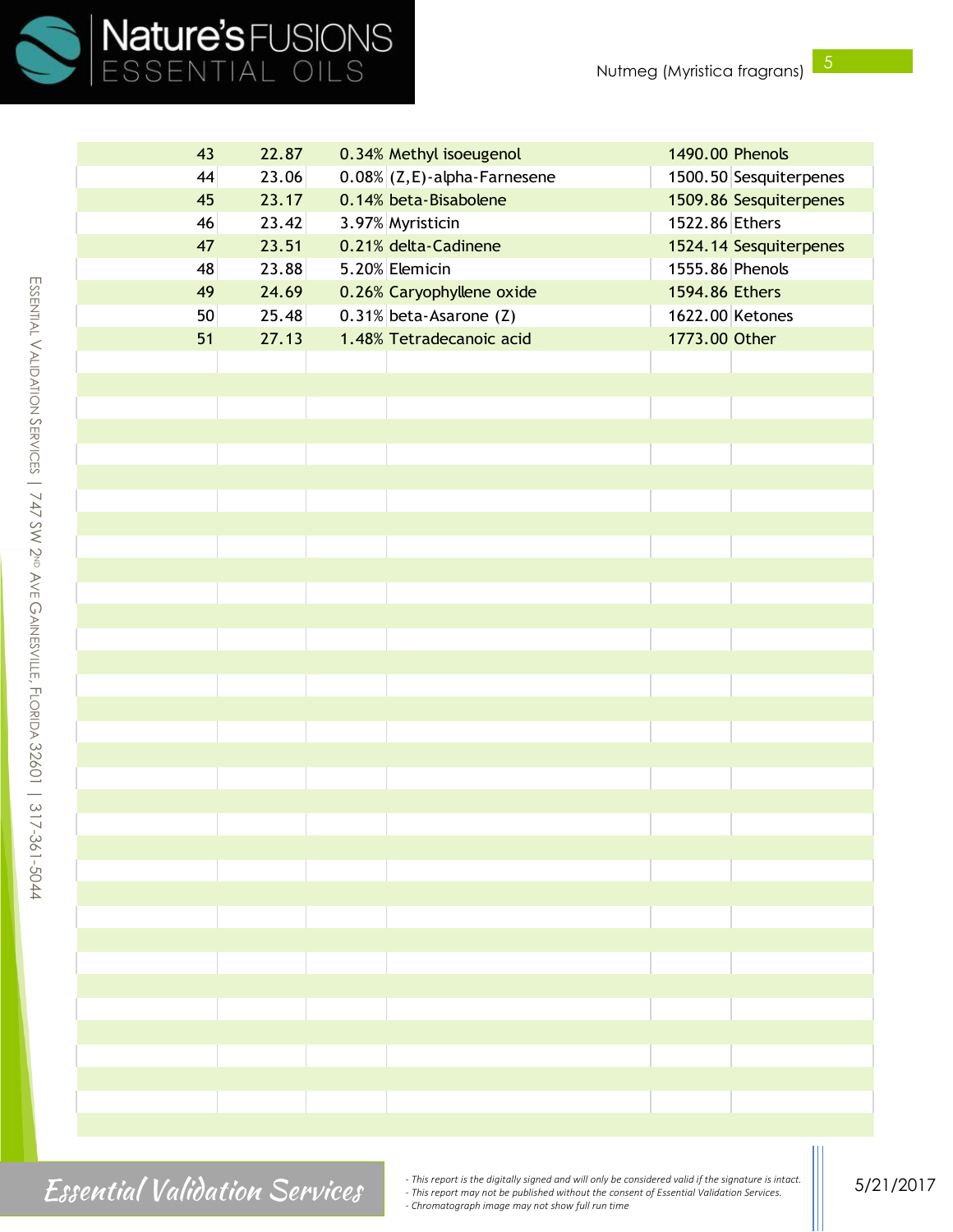| | | | | | |
|---|---|---|---|---|---|
| 43 | 22.87 | 0.34% | Methyl isoeugenol | 1490.00 | Phenols |
| 44 | 23.06 | 0.08% | (Z,E)-alpha-Farnesene | 1500.50 | Sesquiterpenes |
| 45 | 23.17 | 0.14% | beta-Bisabolene | 1509.86 | Sesquiterpenes |
| 46 | 23.42 | 3.97% | Myristicin | 1522.86 | Ethers |
| 47 | 23.51 | 0.21% | delta-Cadinene | 1524.14 | Sesquiterpenes |
| 48 | 23.88 | 5.20% | Elemicin | 1555.86 | Phenols |
| 49 | 24.69 | 0.26% | Caryophyllene oxide | 1594.86 | Ethers |
| 50 | 25.48 | 0.31% | beta-Asarone (Z) | 1622.00 | Ketones |
| 51 | 27.13 | 1.48% | Tetradecanoic acid | 1773.00 | Other |

- This report is the digitally signed and will only be considered valid if the signature is intact.
- This report may not be published without the consent of Essential Validation Services.
- Chromatograph image may not show full run time

5/21/2017